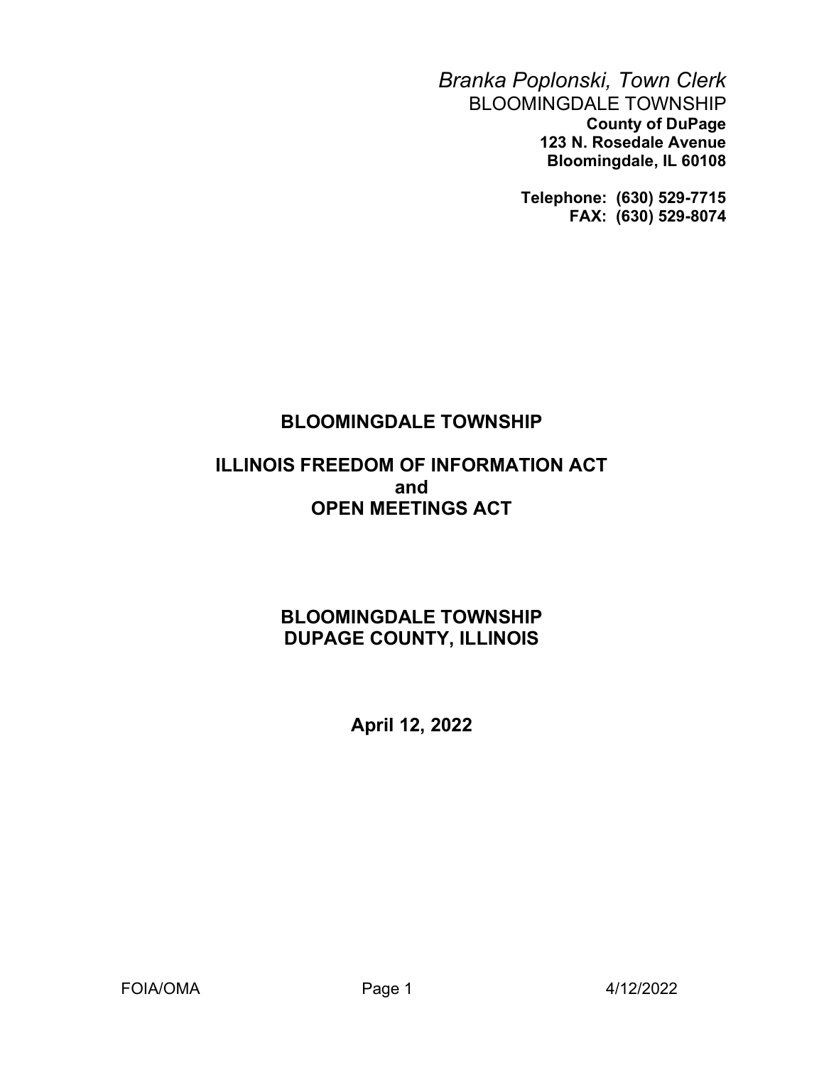*Branka Poplonski, Town Clerk*

BLOOMINGDALE TOWNSHIP

**County of DuPage**

**123 N. Rosedale Avenue**

**Bloomingdale, IL 60108**

**Telephone: (630) 529-7715**

**FAX: (630) 529-8074**

# BLOOMINGDALE TOWNSHIP

# ILLINOIS FREEDOM OF INFORMATION ACT and OPEN MEETINGS ACT

## BLOOMINGDALE TOWNSHIP DUPAGE COUNTY, ILLINOIS

**April 12, 2022**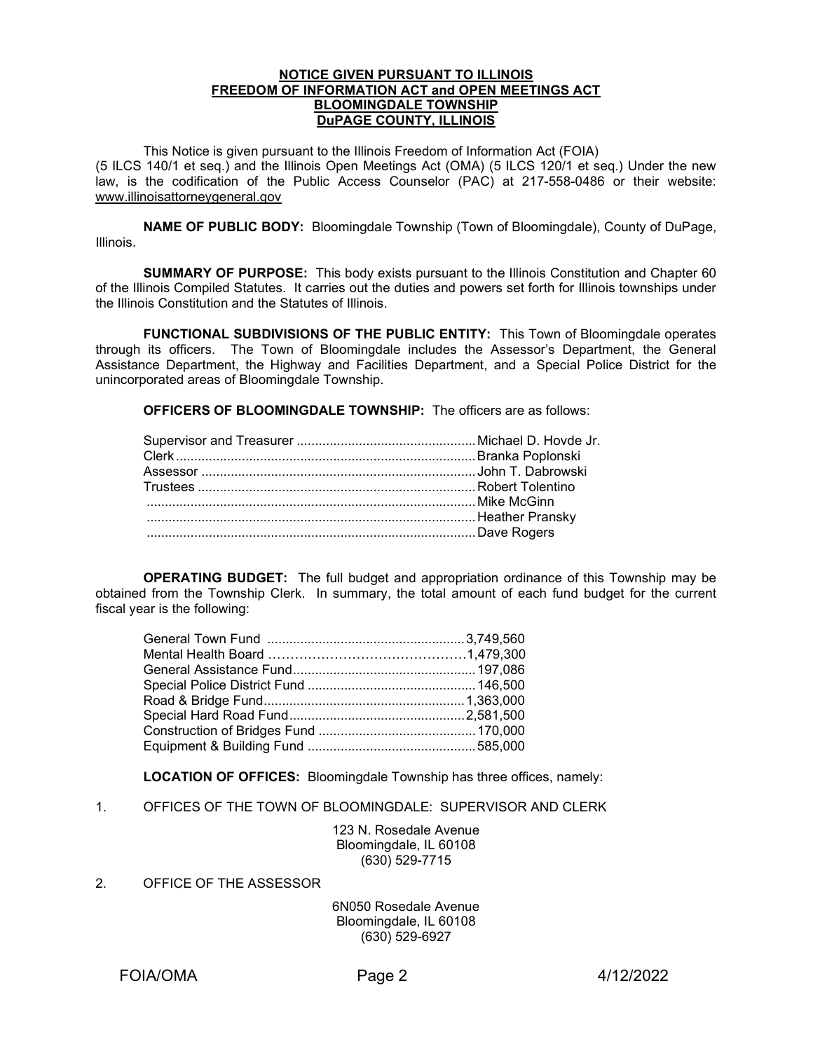**NOTICE GIVEN PURSUANT TO ILLINOIS**
**FREEDOM OF INFORMATION ACT and OPEN MEETINGS ACT**
**BLOOMINGDALE TOWNSHIP**
**DuPAGE COUNTY, ILLINOIS**

This Notice is given pursuant to the Illinois Freedom of Information Act (FOIA) (5 ILCS 140/1 et seq.) and the Illinois Open Meetings Act (OMA) (5 ILCS 120/1 et seq.) Under the new law, is the codification of the Public Access Counselor (PAC) at 217-558-0486 or their website: www.illinoisattorneygeneral.gov

**NAME OF PUBLIC BODY:** Bloomingdale Township (Town of Bloomingdale), County of DuPage, Illinois.

**SUMMARY OF PURPOSE:** This body exists pursuant to the Illinois Constitution and Chapter 60 of the Illinois Compiled Statutes. It carries out the duties and powers set forth for Illinois townships under the Illinois Constitution and the Statutes of Illinois.

**FUNCTIONAL SUBDIVISIONS OF THE PUBLIC ENTITY:** This Town of Bloomingdale operates through its officers. The Town of Bloomingdale includes the Assessor's Department, the General Assistance Department, the Highway and Facilities Department, and a Special Police District for the unincorporated areas of Bloomingdale Township.

**OFFICERS OF BLOOMINGDALE TOWNSHIP:** The officers are as follows:

| Office | Name |
|---|---|
| Supervisor and Treasurer | Michael D. Hovde Jr. |
| Clerk | Branka Poplonski |
| Assessor | John T. Dabrowski |
| Trustees | Robert Tolentino |
| | Mike McGinn |
| | Heather Pransky |
| | Dave Rogers |

**OPERATING BUDGET:** The full budget and appropriation ordinance of this Township may be obtained from the Township Clerk. In summary, the total amount of each fund budget for the current fiscal year is the following:

| Fund | Amount |
|---|---|
| General Town Fund | 3,749,560 |
| Mental Health Board | 1,479,300 |
| General Assistance Fund | 197,086 |
| Special Police District Fund | 146,500 |
| Road & Bridge Fund | 1,363,000 |
| Special Hard Road Fund | 2,581,500 |
| Construction of Bridges Fund | 170,000 |
| Equipment & Building Fund | 585,000 |

**LOCATION OF OFFICES:** Bloomingdale Township has three offices, namely:

1. OFFICES OF THE TOWN OF BLOOMINGDALE: SUPERVISOR AND CLERK

   123 N. Rosedale Avenue
   Bloomingdale, IL 60108
   (630) 529-7715

2. OFFICE OF THE ASSESSOR

   6N050 Rosedale Avenue
   Bloomingdale, IL 60108
   (630) 529-6927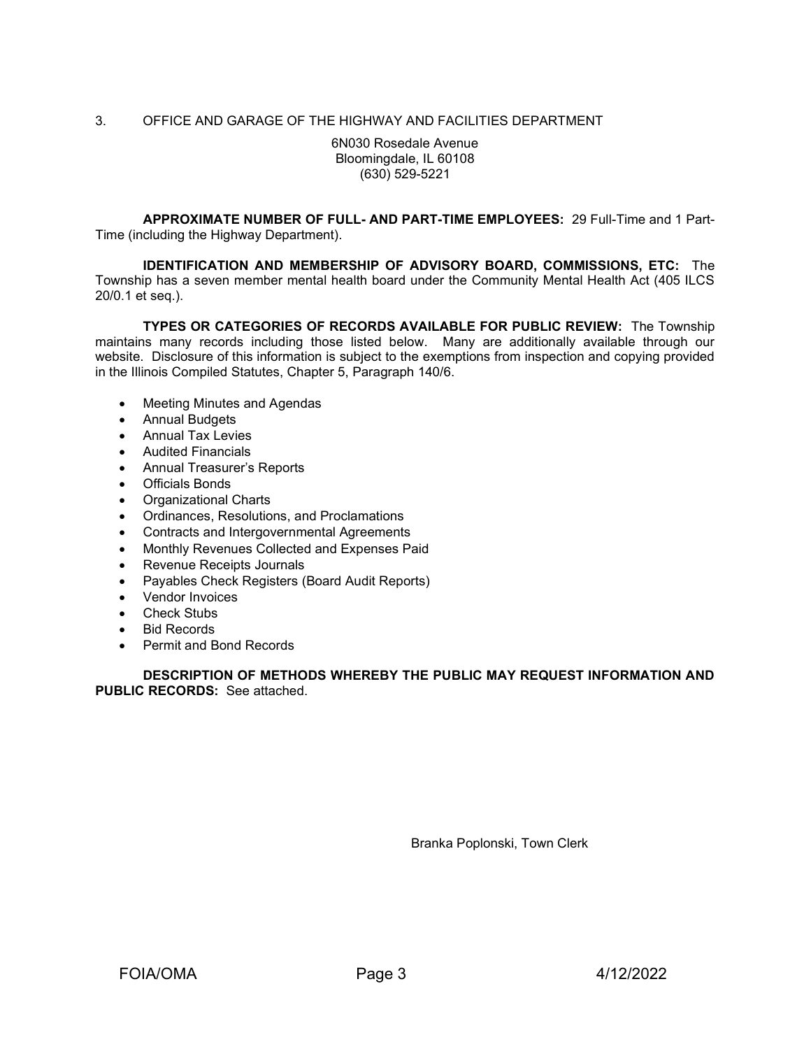3. OFFICE AND GARAGE OF THE HIGHWAY AND FACILITIES DEPARTMENT

6N030 Rosedale Avenue
Bloomingdale, IL 60108
(630) 529-5221

**APPROXIMATE NUMBER OF FULL- AND PART-TIME EMPLOYEES:** 29 Full-Time and 1 Part-Time (including the Highway Department).

**IDENTIFICATION AND MEMBERSHIP OF ADVISORY BOARD, COMMISSIONS, ETC:** The Township has a seven member mental health board under the Community Mental Health Act (405 ILCS 20/0.1 et seq.).

**TYPES OR CATEGORIES OF RECORDS AVAILABLE FOR PUBLIC REVIEW:** The Township maintains many records including those listed below. Many are additionally available through our website. Disclosure of this information is subject to the exemptions from inspection and copying provided in the Illinois Compiled Statutes, Chapter 5, Paragraph 140/6.

- Meeting Minutes and Agendas
- Annual Budgets
- Annual Tax Levies
- Audited Financials
- Annual Treasurer's Reports
- Officials Bonds
- Organizational Charts
- Ordinances, Resolutions, and Proclamations
- Contracts and Intergovernmental Agreements
- Monthly Revenues Collected and Expenses Paid
- Revenue Receipts Journals
- Payables Check Registers (Board Audit Reports)
- Vendor Invoices
- Check Stubs
- Bid Records
- Permit and Bond Records

**DESCRIPTION OF METHODS WHEREBY THE PUBLIC MAY REQUEST INFORMATION AND PUBLIC RECORDS:** See attached.

Branka Poplonski, Town Clerk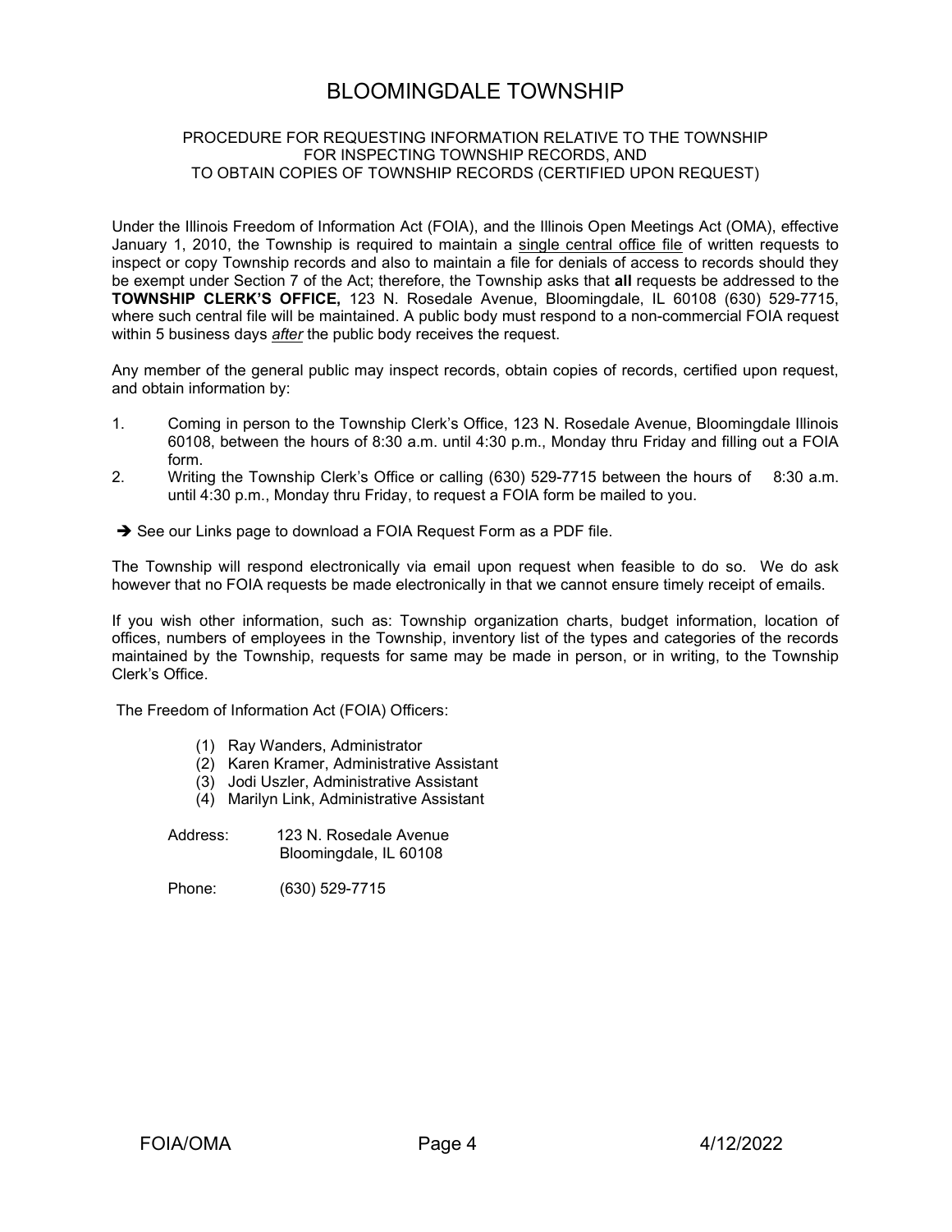# BLOOMINGDALE TOWNSHIP

PROCEDURE FOR REQUESTING INFORMATION RELATIVE TO THE TOWNSHIP
FOR INSPECTING TOWNSHIP RECORDS, AND
TO OBTAIN COPIES OF TOWNSHIP RECORDS (CERTIFIED UPON REQUEST)

Under the Illinois Freedom of Information Act (FOIA), and the Illinois Open Meetings Act (OMA), effective January 1, 2010, the Township is required to maintain a <u>single central office file</u> of written requests to inspect or copy Township records and also to maintain a file for denials of access to records should they be exempt under Section 7 of the Act; therefore, the Township asks that **all** requests be addressed to the **TOWNSHIP CLERK'S OFFICE,** 123 N. Rosedale Avenue, Bloomingdale, IL 60108 (630) 529-7715, where such central file will be maintained. A public body must respond to a non-commercial FOIA request within 5 business days ***after*** the public body receives the request.

Any member of the general public may inspect records, obtain copies of records, certified upon request, and obtain information by:

1. Coming in person to the Township Clerk's Office, 123 N. Rosedale Avenue, Bloomingdale Illinois 60108, between the hours of 8:30 a.m. until 4:30 p.m., Monday thru Friday and filling out a FOIA form.
2. Writing the Township Clerk's Office or calling (630) 529-7715 between the hours of 8:30 a.m. until 4:30 p.m., Monday thru Friday, to request a FOIA form be mailed to you.

➔ See our Links page to download a FOIA Request Form as a PDF file.

The Township will respond electronically via email upon request when feasible to do so. We do ask however that no FOIA requests be made electronically in that we cannot ensure timely receipt of emails.

If you wish other information, such as: Township organization charts, budget information, location of offices, numbers of employees in the Township, inventory list of the types and categories of the records maintained by the Township, requests for same may be made in person, or in writing, to the Township Clerk's Office.

The Freedom of Information Act (FOIA) Officers:

(1) Ray Wanders, Administrator
(2) Karen Kramer, Administrative Assistant
(3) Jodi Uszler, Administrative Assistant
(4) Marilyn Link, Administrative Assistant

Address: 123 N. Rosedale Avenue
Bloomingdale, IL 60108

Phone: (630) 529-7715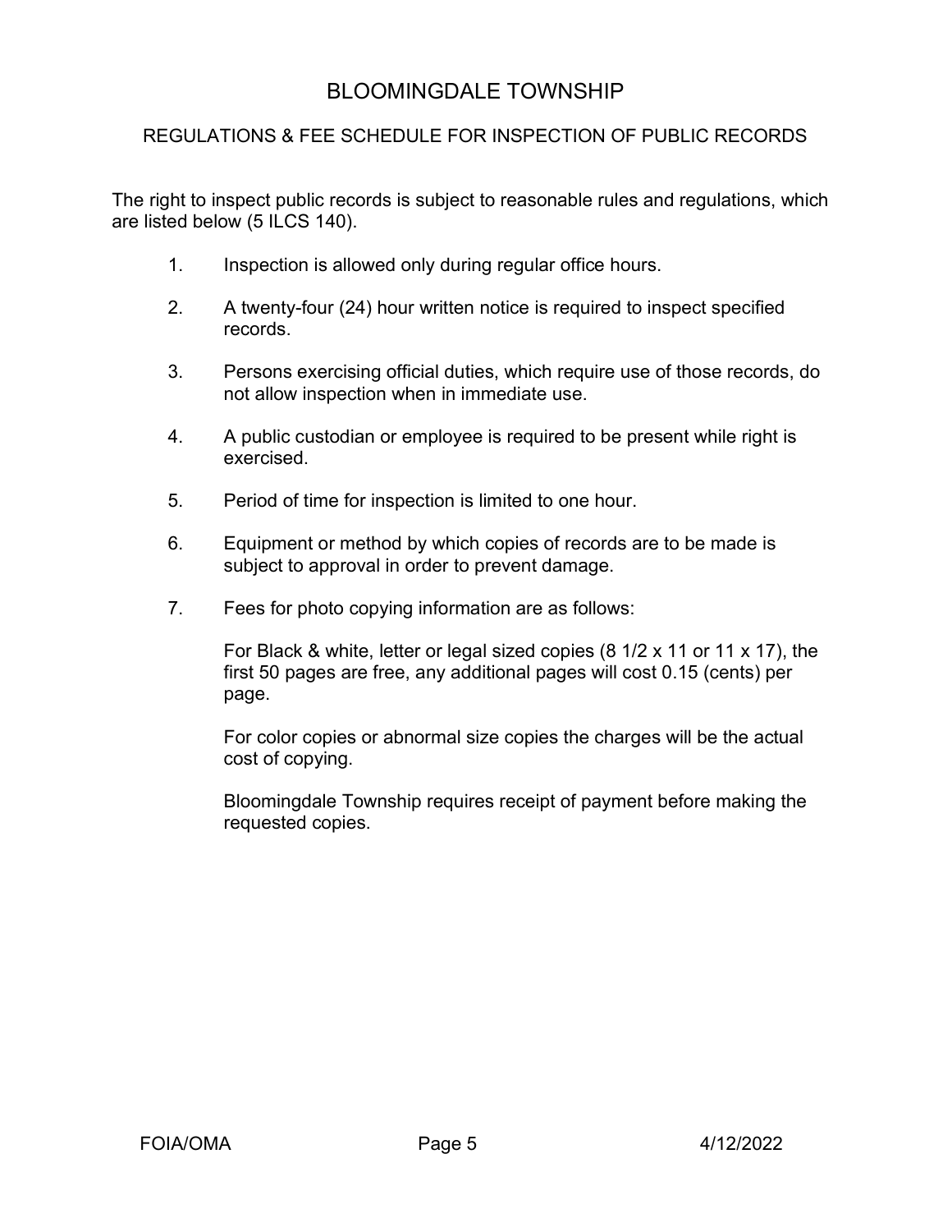# BLOOMINGDALE TOWNSHIP

## REGULATIONS & FEE SCHEDULE FOR INSPECTION OF PUBLIC RECORDS

The right to inspect public records is subject to reasonable rules and regulations, which are listed below (5 ILCS 140).

1. Inspection is allowed only during regular office hours.

2. A twenty-four (24) hour written notice is required to inspect specified records.

3. Persons exercising official duties, which require use of those records, do not allow inspection when in immediate use.

4. A public custodian or employee is required to be present while right is exercised.

5. Period of time for inspection is limited to one hour.

6. Equipment or method by which copies of records are to be made is subject to approval in order to prevent damage.

7. Fees for photo copying information are as follows:

   For Black & white, letter or legal sized copies (8 1/2 x 11 or 11 x 17), the first 50 pages are free, any additional pages will cost 0.15 (cents) per page.

   For color copies or abnormal size copies the charges will be the actual cost of copying.

   Bloomingdale Township requires receipt of payment before making the requested copies.